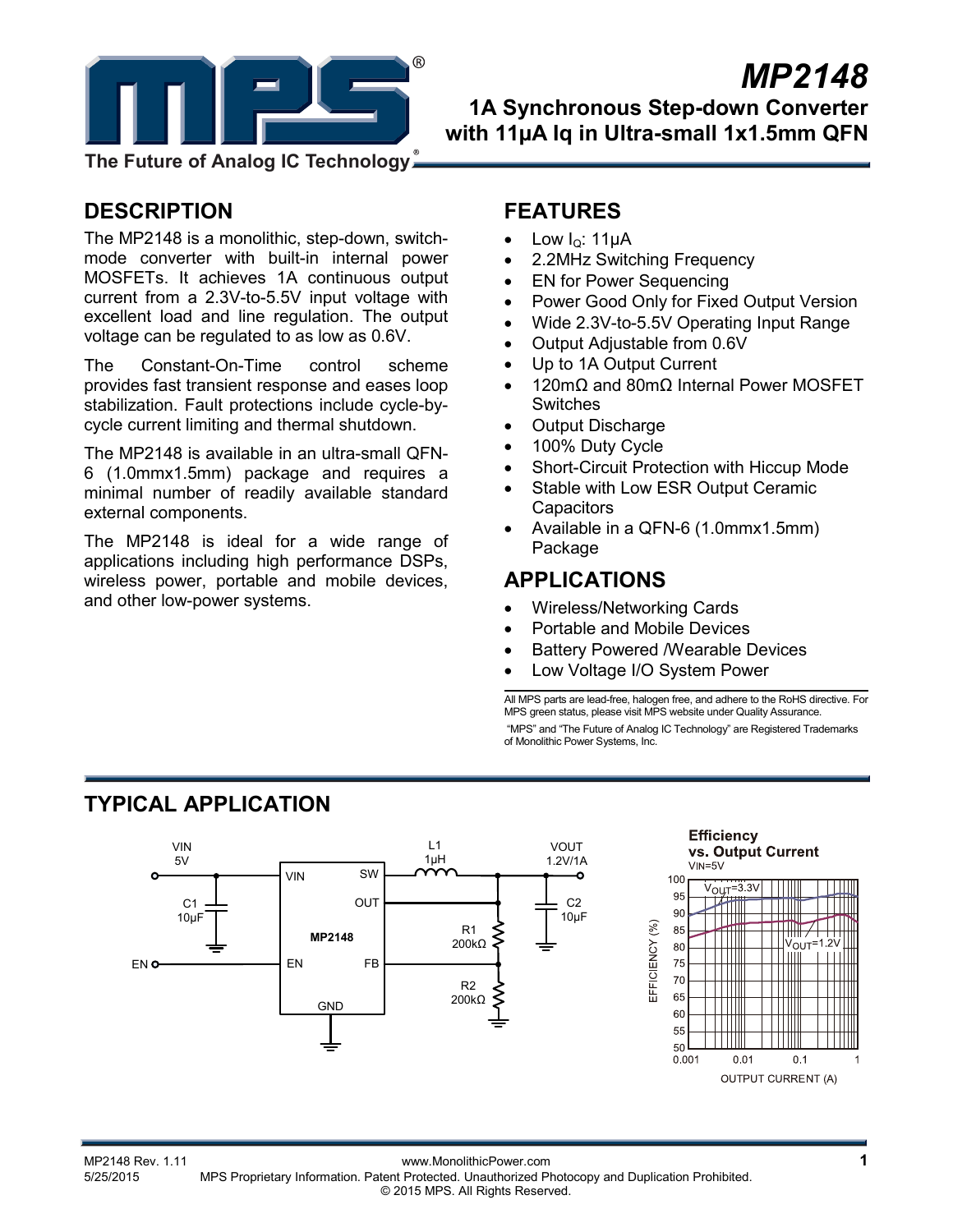# MP2148

## 1A Synchronous Step-down Converter with 11µA Iq in Ultra-small 1x1.5mm QFN

## DESCRIPTION

The MP2148 is a monolithic, step-down, switch-mode converter with built-in internal power MOSFETs. It achieves 1A continuous output current from a 2.3V-to-5.5V input voltage with excellent load and line regulation. The output voltage can be regulated to as low as 0.6V.

The Constant-On-Time control scheme provides fast transient response and eases loop stabilization. Fault protections include cycle-by-cycle current limiting and thermal shutdown.

The MP2148 is available in an ultra-small QFN-6 (1.0mmx1.5mm) package and requires a minimal number of readily available standard external components.

The MP2148 is ideal for a wide range of applications including high performance DSPs, wireless power, portable and mobile devices, and other low-power systems.

## FEATURES

- Low $I_Q$: 11µA
- 2.2MHz Switching Frequency
- EN for Power Sequencing
- Power Good Only for Fixed Output Version
- Wide 2.3V-to-5.5V Operating Input Range
- Output Adjustable from 0.6V
- Up to 1A Output Current
- 120mΩ and 80mΩ Internal Power MOSFET Switches
- Output Discharge
- 100% Duty Cycle
- Short-Circuit Protection with Hiccup Mode
- Stable with Low ESR Output Ceramic Capacitors
- Available in a QFN-6 (1.0mmx1.5mm) Package

## APPLICATIONS

- Wireless/Networking Cards
- Portable and Mobile Devices
- Battery Powered /Wearable Devices
- Low Voltage I/O System Power

All MPS parts are lead-free, halogen free, and adhere to the RoHS directive. For MPS green status, please visit MPS website under Quality Assurance.

"MPS" and "The Future of Analog IC Technology" are Registered Trademarks of Monolithic Power Systems, Inc.

## TYPICAL APPLICATION

VIN 5V, C1 10µF, EN, MP2148 (VIN, SW, OUT, EN, FB, GND), L1 1µH, VOUT 1.2V/1A, C2 10µF, R1 200kΩ, R2 200kΩ

**Efficiency vs. Output Current**
VIN=5V

$V_{OUT}$=3.3V, $V_{OUT}$=1.2V

EFFICIENCY (%) vs. OUTPUT CURRENT (A)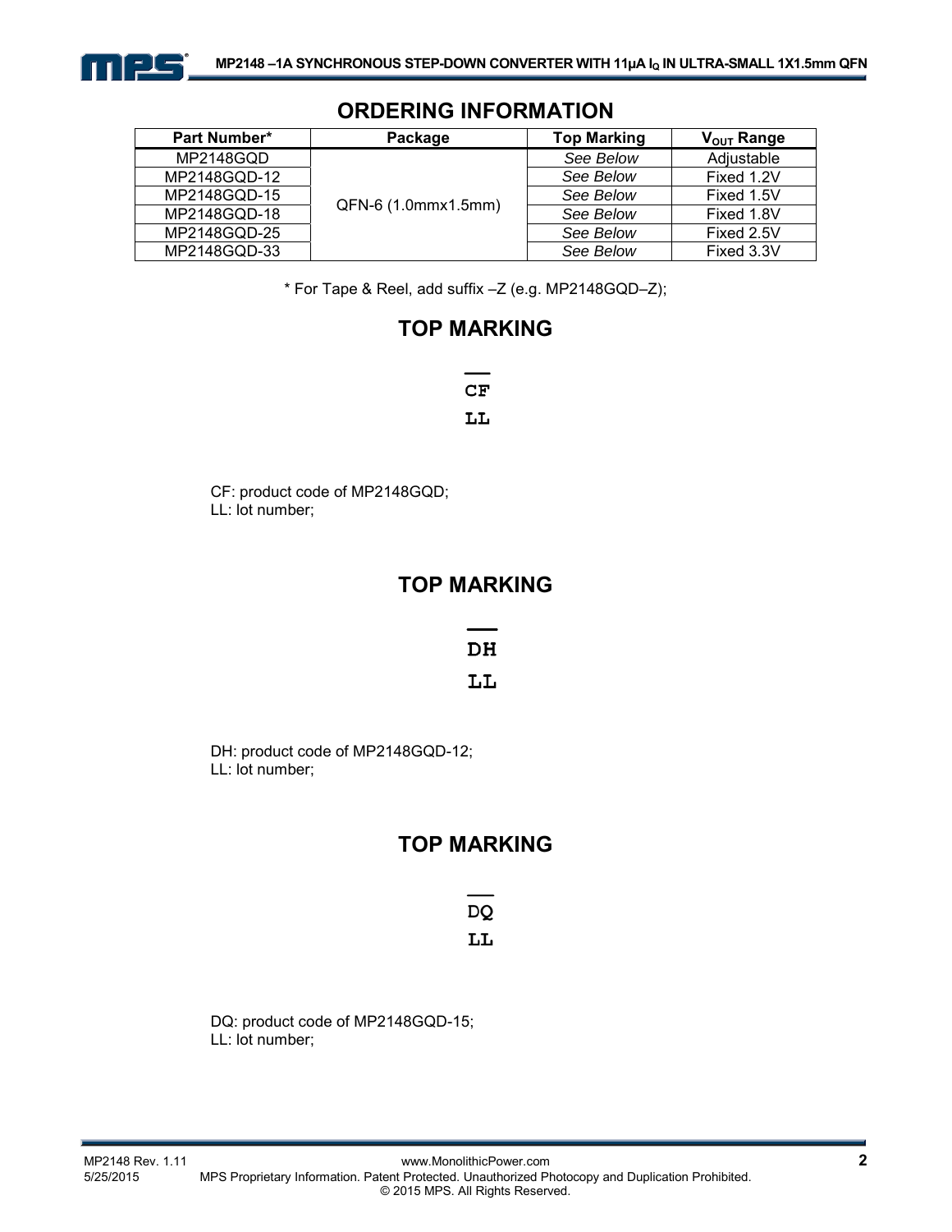## ORDERING INFORMATION

| Part Number* | Package | Top Marking | $V_{OUT}$ Range |
|---|---|---|---|
| MP2148GQD | QFN-6 (1.0mmx1.5mm) | *See Below* | Adjustable |
| MP2148GQD-12 | | *See Below* | Fixed 1.2V |
| MP2148GQD-15 | | *See Below* | Fixed 1.5V |
| MP2148GQD-18 | | *See Below* | Fixed 1.8V |
| MP2148GQD-25 | | *See Below* | Fixed 2.5V |
| MP2148GQD-33 | | *See Below* | Fixed 3.3V |

* For Tape & Reel, add suffix –Z (e.g. MP2148GQD–Z);

## TOP MARKING

```
__
CF
LL
```

CF: product code of MP2148GQD;
LL: lot number;

## TOP MARKING

```
__
DH
LL
```

DH: product code of MP2148GQD-12;
LL: lot number;

## TOP MARKING

```
__
DQ
LL
```

DQ: product code of MP2148GQD-15;
LL: lot number;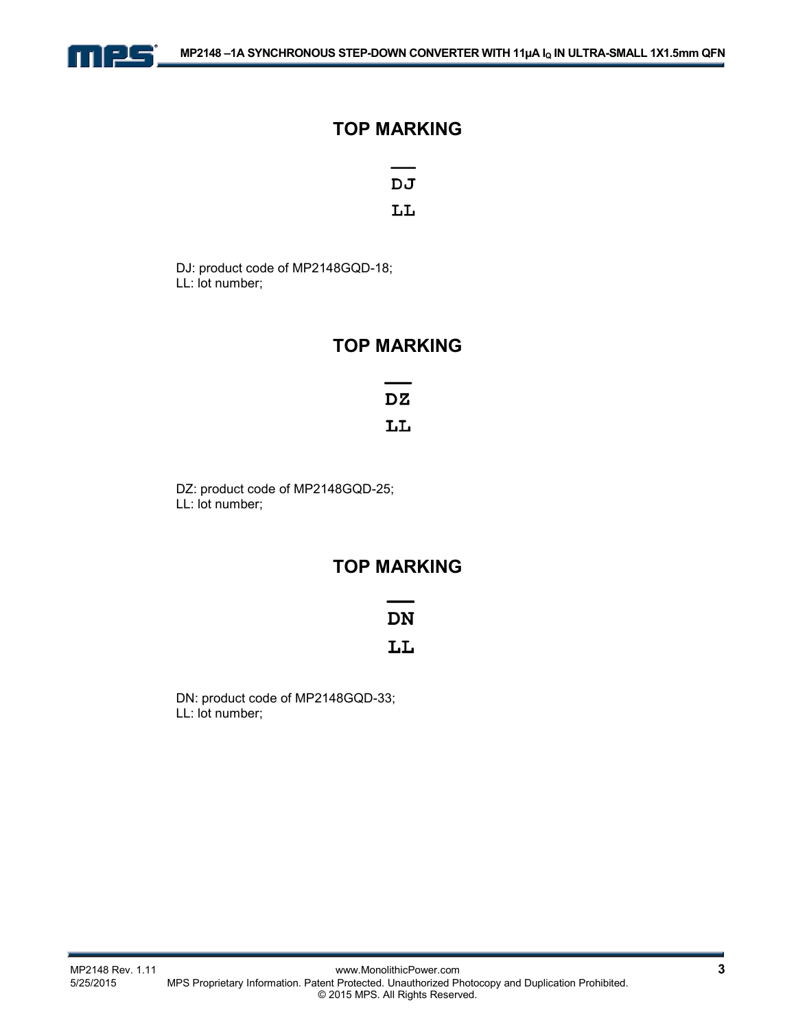## TOP MARKING

DJ

LL

DJ: product code of MP2148GQD-18;
LL: lot number;

## TOP MARKING

DZ

LL

DZ: product code of MP2148GQD-25;
LL: lot number;

## TOP MARKING

DN

LL

DN: product code of MP2148GQD-33;
LL: lot number;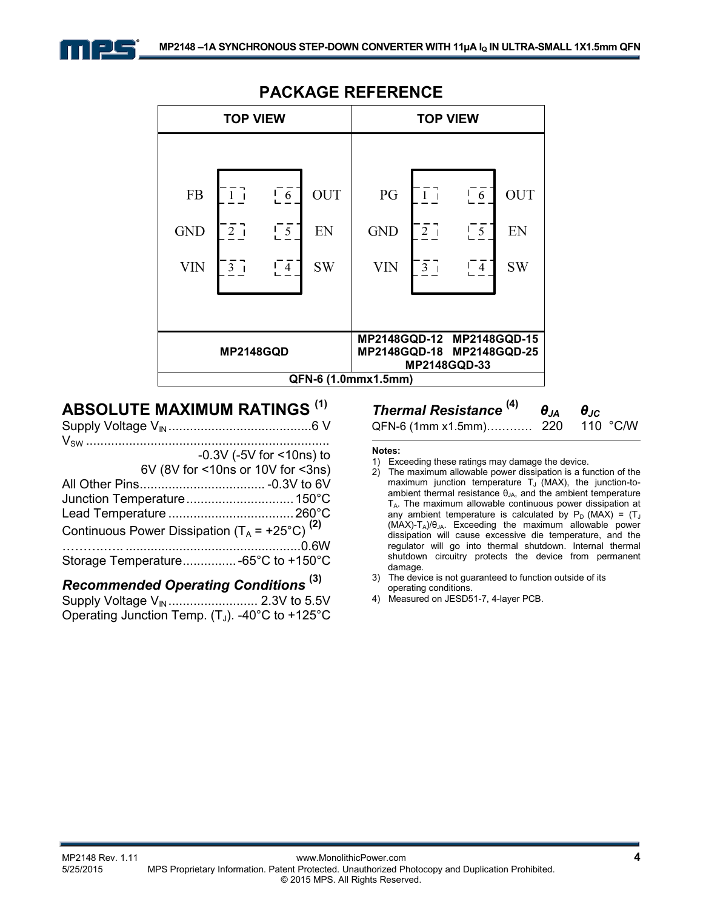## PACKAGE REFERENCE

| TOP VIEW | TOP VIEW |
|---|---|
| FB 1 / GND 2 / VIN 3 / SW 4 / EN 5 / OUT 6 | PG 1 / GND 2 / VIN 3 / SW 4 / EN 5 / OUT 6 |
| **MP2148GQD** | **MP2148GQD-12 MP2148GQD-15 MP2148GQD-18 MP2148GQD-25 MP2148GQD-33** |
| **QFN-6 (1.0mmx1.5mm)** | |

## ABSOLUTE MAXIMUM RATINGS [1]

Supply Voltage $V_{IN}$........................................6 V
$V_{SW}$ .................................................................... -0.3V (-5V for <10ns) to 6V (8V for <10ns or 10V for <3ns)
All Other Pins................................... -0.3V to 6V
Junction Temperature.............................150°C
Lead Temperature ..................................260°C
Continuous Power Dissipation ($T_A$ = +25°C) [2] ..............................................................0.6W
Storage Temperature...............-65°C to +150°C

### *Recommended Operating Conditions* [3]

Supply Voltage $V_{IN}$ ......................... 2.3V to 5.5V
Operating Junction Temp. ($T_J$). -40°C to +125°C

| *Thermal Resistance* [4] | $\theta_{JA}$ | $\theta_{JC}$ | |
|---|---|---|---|
| QFN-6 (1mm x1.5mm)………… | 220 | 110 | °C/W |

**Notes:**

1) Exceeding these ratings may damage the device.
2) The maximum allowable power dissipation is a function of the maximum junction temperature $T_J$ (MAX), the junction-to-ambient thermal resistance $\theta_{JA}$, and the ambient temperature $T_A$. The maximum allowable continuous power dissipation at any ambient temperature is calculated by $P_D$ (MAX) = ($T_J$ (MAX)-$T_A$)/$\theta_{JA}$. Exceeding the maximum allowable power dissipation will cause excessive die temperature, and the regulator will go into thermal shutdown. Internal thermal shutdown circuitry protects the device from permanent damage.
3) The device is not guaranteed to function outside of its operating conditions.
4) Measured on JESD51-7, 4-layer PCB.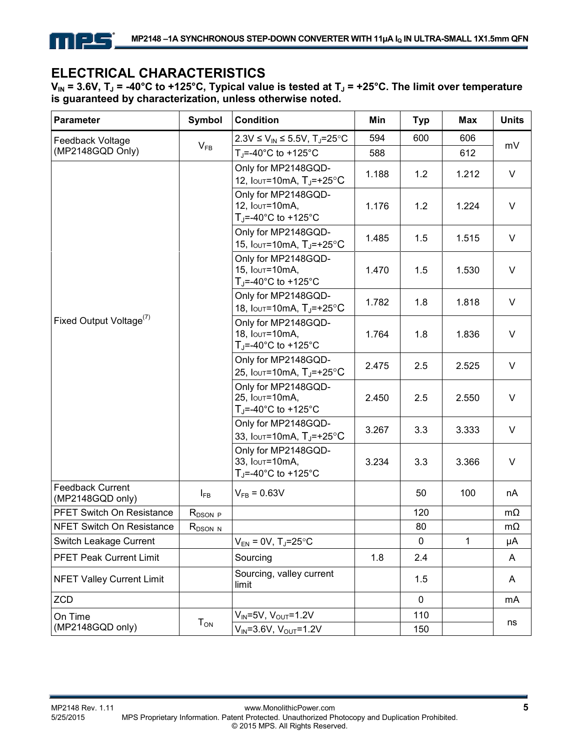## ELECTRICAL CHARACTERISTICS

**$V_{IN}$ = 3.6V, $T_J$ = -40°C to +125°C, Typical value is tested at $T_J$ = +25°C. The limit over temperature is guaranteed by characterization, unless otherwise noted.**

| Parameter | Symbol | Condition | Min | Typ | Max | Units |
|---|---|---|---|---|---|---|
| Feedback Voltage (MP2148GQD Only) | $V_{FB}$ | 2.3V ≤ $V_{IN}$ ≤ 5.5V, $T_J$=25°C | 594 | 600 | 606 | mV |
| | | $T_J$=-40°C to +125°C | 588 | | 612 | |
| Fixed Output Voltage(7) | | Only for MP2148GQD-12, $I_{OUT}$=10mA, $T_J$=+25°C | 1.188 | 1.2 | 1.212 | V |
| | | Only for MP2148GQD-12, $I_{OUT}$=10mA, $T_J$=-40°C to +125°C | 1.176 | 1.2 | 1.224 | V |
| | | Only for MP2148GQD-15, $I_{OUT}$=10mA, $T_J$=+25°C | 1.485 | 1.5 | 1.515 | V |
| | | Only for MP2148GQD-15, $I_{OUT}$=10mA, $T_J$=-40°C to +125°C | 1.470 | 1.5 | 1.530 | V |
| | | Only for MP2148GQD-18, $I_{OUT}$=10mA, $T_J$=+25°C | 1.782 | 1.8 | 1.818 | V |
| | | Only for MP2148GQD-18, $I_{OUT}$=10mA, $T_J$=-40°C to +125°C | 1.764 | 1.8 | 1.836 | V |
| | | Only for MP2148GQD-25, $I_{OUT}$=10mA, $T_J$=+25°C | 2.475 | 2.5 | 2.525 | V |
| | | Only for MP2148GQD-25, $I_{OUT}$=10mA, $T_J$=-40°C to +125°C | 2.450 | 2.5 | 2.550 | V |
| | | Only for MP2148GQD-33, $I_{OUT}$=10mA, $T_J$=+25°C | 3.267 | 3.3 | 3.333 | V |
| | | Only for MP2148GQD-33, $I_{OUT}$=10mA, $T_J$=-40°C to +125°C | 3.234 | 3.3 | 3.366 | V |
| Feedback Current (MP2148GQD only) | $I_{FB}$ | $V_{FB}$ = 0.63V | | 50 | 100 | nA |
| PFET Switch On Resistance | $R_{DSON\_P}$ | | | 120 | | mΩ |
| NFET Switch On Resistance | $R_{DSON\_N}$ | | | 80 | | mΩ |
| Switch Leakage Current | | $V_{EN}$ = 0V, $T_J$=25°C | | 0 | 1 | μA |
| PFET Peak Current Limit | | Sourcing | 1.8 | 2.4 | | A |
| NFET Valley Current Limit | | Sourcing, valley current limit | | 1.5 | | A |
| ZCD | | | | 0 | | mA |
| On Time (MP2148GQD only) | $T_{ON}$ | $V_{IN}$=5V, $V_{OUT}$=1.2V | | 110 | | ns |
| | | $V_{IN}$=3.6V, $V_{OUT}$=1.2V | | 150 | | |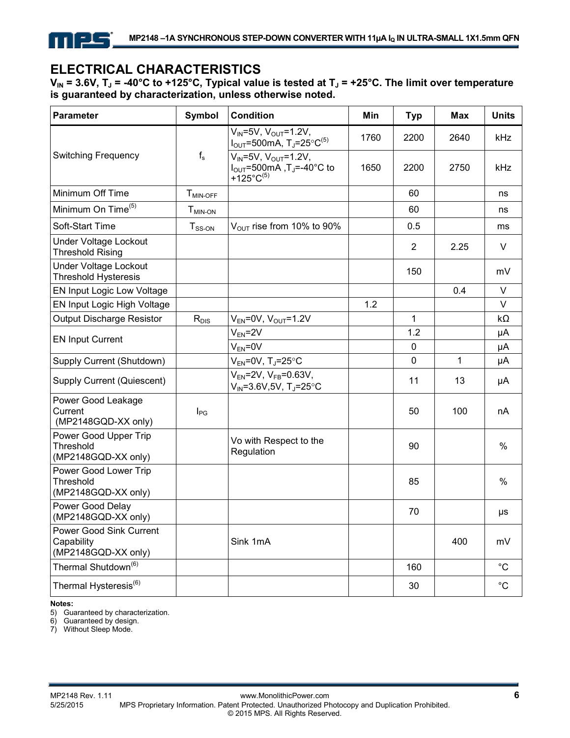## ELECTRICAL CHARACTERISTICS

**$V_{IN}$ = 3.6V, $T_J$ = -40°C to +125°C, Typical value is tested at $T_J$ = +25°C. The limit over temperature is guaranteed by characterization, unless otherwise noted.**

| Parameter | Symbol | Condition | Min | Typ | Max | Units |
|---|---|---|---|---|---|---|
| Switching Frequency | $f_s$ | $V_{IN}$=5V, $V_{OUT}$=1.2V, $I_{OUT}$=500mA, $T_J$=25°C[5] | 1760 | 2200 | 2640 | kHz |
| | | $V_{IN}$=5V, $V_{OUT}$=1.2V, $I_{OUT}$=500mA ,$T_J$=-40°C to +125°C[5] | 1650 | 2200 | 2750 | kHz |
| Minimum Off Time | $T_{MIN\text{-}OFF}$ | | | 60 | | ns |
| Minimum On Time[5] | $T_{MIN\text{-}ON}$ | | | 60 | | ns |
| Soft-Start Time | $T_{SS\text{-}ON}$ | $V_{OUT}$ rise from 10% to 90% | | 0.5 | | ms |
| Under Voltage Lockout Threshold Rising | | | | 2 | 2.25 | V |
| Under Voltage Lockout Threshold Hysteresis | | | | 150 | | mV |
| EN Input Logic Low Voltage | | | | | 0.4 | V |
| EN Input Logic High Voltage | | | 1.2 | | | V |
| Output Discharge Resistor | $R_{DIS}$ | $V_{EN}$=0V, $V_{OUT}$=1.2V | | 1 | | kΩ |
| EN Input Current | | $V_{EN}$=2V | | 1.2 | | μA |
| | | $V_{EN}$=0V | | 0 | | μA |
| Supply Current (Shutdown) | | $V_{EN}$=0V, $T_J$=25°C | | 0 | 1 | μA |
| Supply Current (Quiescent) | | $V_{EN}$=2V, $V_{FB}$=0.63V, $V_{IN}$=3.6V,5V, $T_J$=25°C | | 11 | 13 | μA |
| Power Good Leakage Current (MP2148GQD-XX only) | $I_{PG}$ | | | 50 | 100 | nA |
| Power Good Upper Trip Threshold (MP2148GQD-XX only) | | Vo with Respect to the Regulation | | 90 | | % |
| Power Good Lower Trip Threshold (MP2148GQD-XX only) | | | | 85 | | % |
| Power Good Delay (MP2148GQD-XX only) | | | | 70 | | μs |
| Power Good Sink Current Capability (MP2148GQD-XX only) | | Sink 1mA | | | 400 | mV |
| Thermal Shutdown[6] | | | | 160 | | °C |
| Thermal Hysteresis[6] | | | | 30 | | °C |

**Notes:**

5) Guaranteed by characterization.
6) Guaranteed by design.
7) Without Sleep Mode.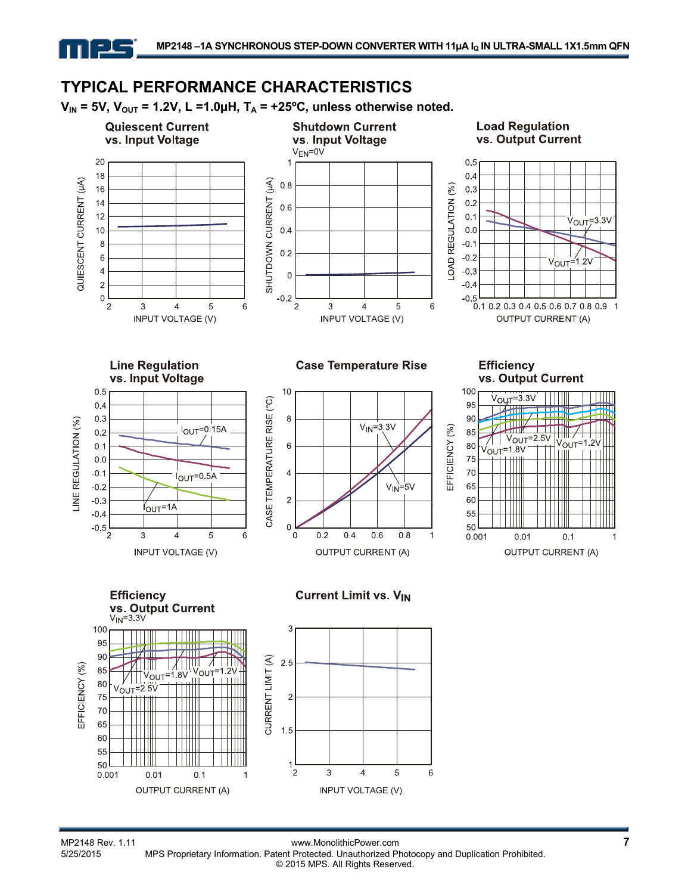## TYPICAL PERFORMANCE CHARACTERISTICS

**$V_{IN}$ = 5V, $V_{OUT}$ = 1.2V, L =1.0µH, $T_A$ = +25ºC, unless otherwise noted.**

**Quiescent Current vs. Input Voltage**

QUIESCENT CURRENT (µA) vs. INPUT VOLTAGE (V)

**Shutdown Current vs. Input Voltage**

$V_{EN}$=0V

SHUTDOWN CURRENT (µA) vs. INPUT VOLTAGE (V)

**Load Regulation vs. Output Current**

LOAD REGULATION (%) vs. OUTPUT CURRENT (A); $V_{OUT}$=3.3V, $V_{OUT}$=1.2V

**Line Regulation vs. Input Voltage**

LINE REGULATION (%) vs. INPUT VOLTAGE (V); $I_{OUT}$=0.15A, $I_{OUT}$=0.5A, $I_{OUT}$=1A

**Case Temperature Rise**

CASE TEMPERATURE RISE (°C) vs. OUTPUT CURRENT (A); $V_{IN}$=3.3V, $V_{IN}$=5V

**Efficiency vs. Output Current**

EFFICIENCY (%) vs. OUTPUT CURRENT (A); $V_{OUT}$=3.3V, $V_{OUT}$=2.5V, $V_{OUT}$=1.8V, $V_{OUT}$=1.2V

**Efficiency vs. Output Current**

$V_{IN}$=3.3V

EFFICIENCY (%) vs. OUTPUT CURRENT (A); $V_{OUT}$=1.8V, $V_{OUT}$=1.2V, $V_{OUT}$=2.5V

**Current Limit vs. $V_{IN}$**

CURRENT LIMIT (A) vs. INPUT VOLTAGE (V)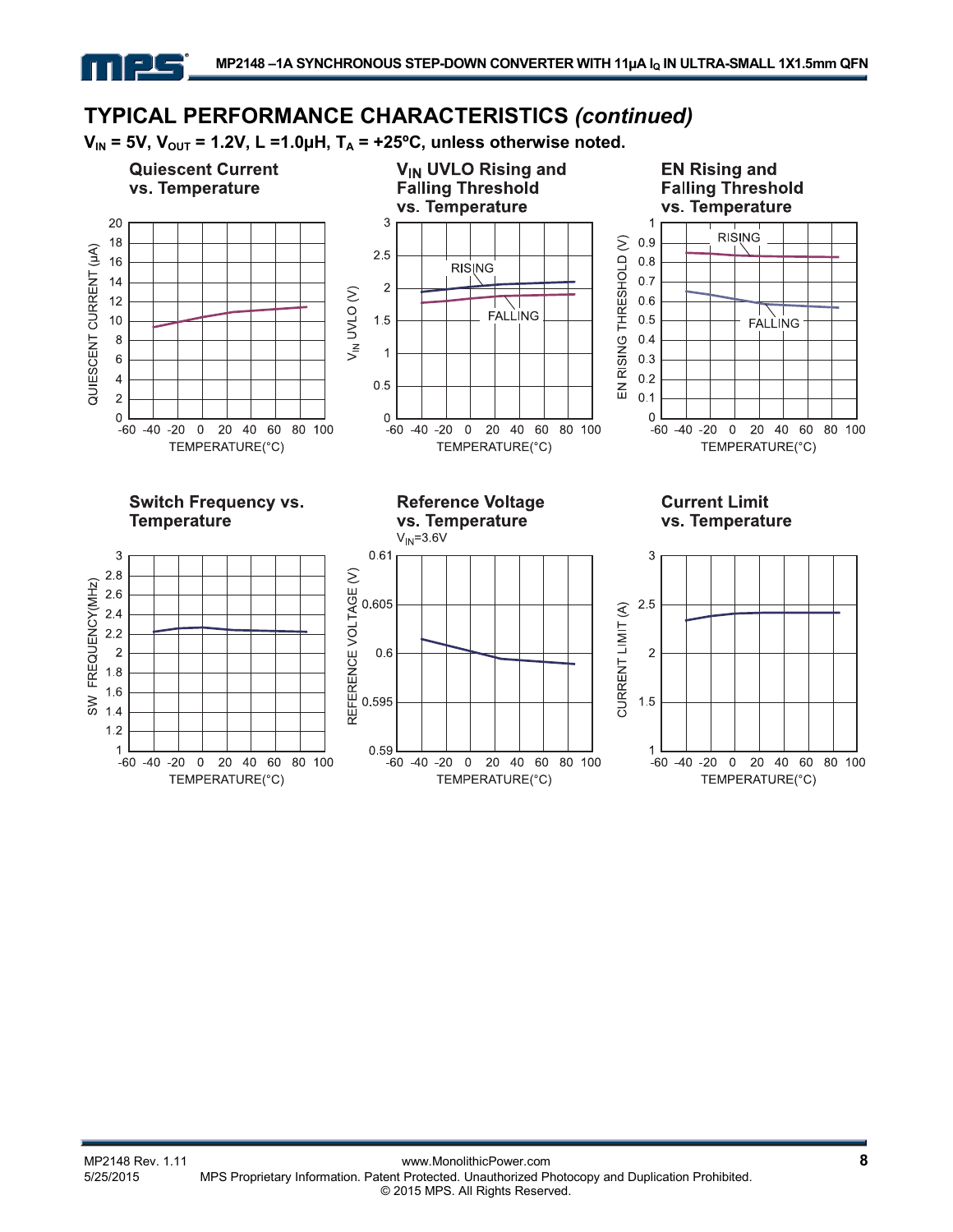## TYPICAL PERFORMANCE CHARACTERISTICS *(continued)*

**$V_{IN}$ = 5V, $V_{OUT}$ = 1.2V, L =1.0µH, $T_A$ = +25ºC, unless otherwise noted.**

**Quiescent Current vs. Temperature**

**$V_{IN}$ UVLO Rising and Falling Threshold vs. Temperature**

**EN Rising and Falling Threshold vs. Temperature**

**Switch Frequency vs. Temperature**

**Reference Voltage vs. Temperature**

$V_{IN}$=3.6V

**Current Limit vs. Temperature**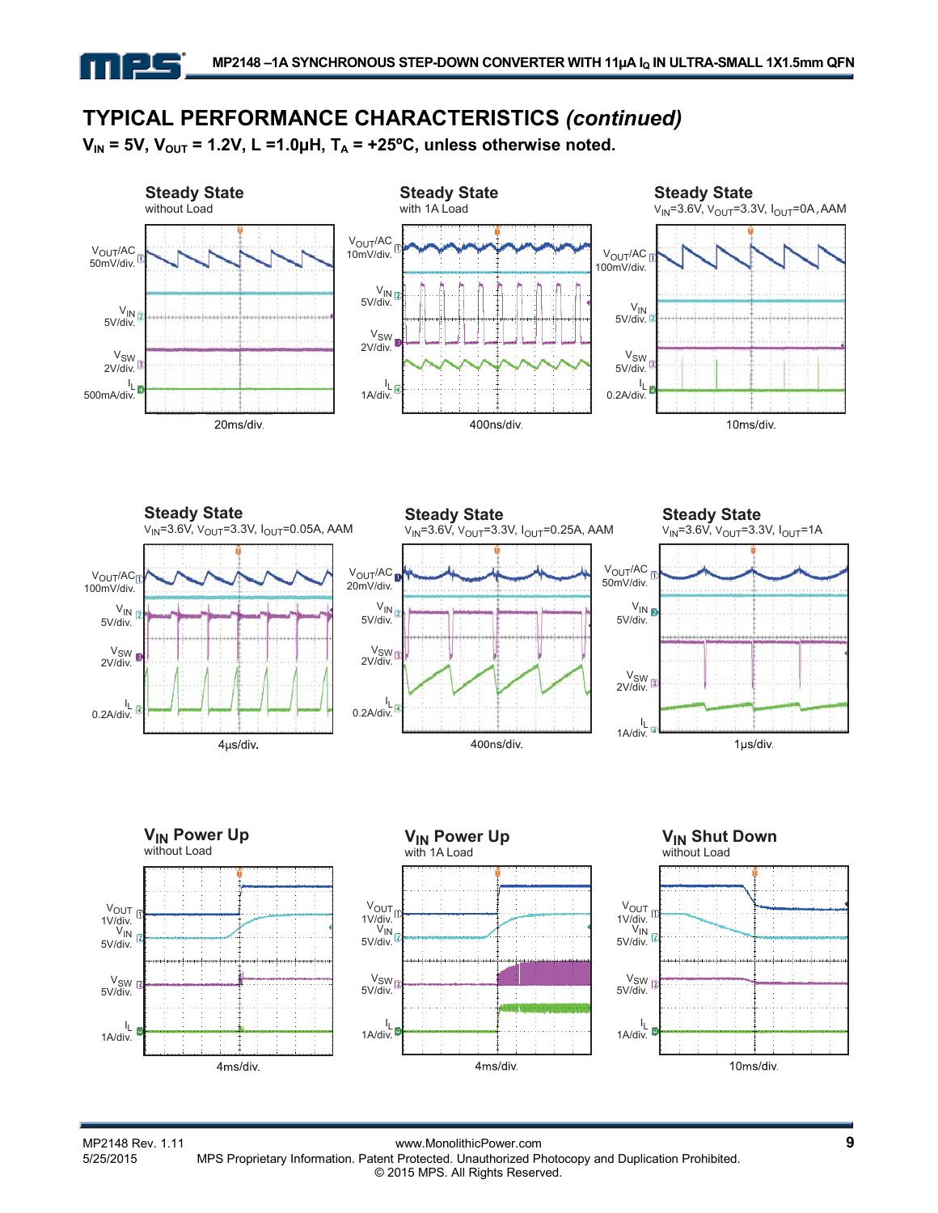## TYPICAL PERFORMANCE CHARACTERISTICS *(continued)*

**$V_{IN}$ = 5V, $V_{OUT}$ = 1.2V, L =1.0µH, $T_A$ = +25ºC, unless noted.**

**Steady State**
without Load

$V_{OUT}$/AC 50mV/div.
$V_{IN}$ 5V/div.
$V_{SW}$ 2V/div.
$I_L$ 500mA/div.
20ms/div.

**Steady State**
with 1A Load

$V_{OUT}$/AC 10mV/div.
$V_{IN}$ 5V/div.
$V_{SW}$ 2V/div.
$I_L$ 1A/div.
400ns/div.

**Steady State**
$V_{IN}$=3.6V, $V_{OUT}$=3.3V, $I_{OUT}$=0A, AAM

$V_{OUT}$/AC 100mV/div.
$V_{IN}$ 5V/div.
$V_{SW}$ 5V/div.
$I_L$ 0.2A/div.
10ms/div.

**Steady State**
$V_{IN}$=3.6V, $V_{OUT}$=3.3V, $I_{OUT}$=0.05A, AAM

$V_{OUT}$/AC 100mV/div.
$V_{IN}$ 5V/div.
$V_{SW}$ 2V/div.
$I_L$ 0.2A/div.
4µs/div.

**Steady State**
$V_{IN}$=3.6V, $V_{OUT}$=3.3V, $I_{OUT}$=0.25A, AAM

$V_{OUT}$/AC 20mV/div.
$V_{IN}$ 5V/div.
$V_{SW}$ 2V/div.
$I_L$ 0.2A/div.
400ns/div.

**Steady State**
$V_{IN}$=3.6V, $V_{OUT}$=3.3V, $I_{OUT}$=1A

$V_{OUT}$/AC 50mV/div.
$V_{IN}$ 5V/div.
$V_{SW}$ 2V/div.
$I_L$ 1A/div.
1µs/div.

**$V_{IN}$ Power Up**
without Load

$V_{OUT}$ 1V/div.
$V_{IN}$ 5V/div.
$V_{SW}$ 5V/div.
$I_L$ 1A/div.
4ms/div.

**$V_{IN}$ Power Up**
with 1A Load

$V_{OUT}$ 1V/div.
$V_{IN}$ 5V/div.
$V_{SW}$ 5V/div.
$I_L$ 1A/div.
4ms/div.

**$V_{IN}$ Shut Down**
without Load

$V_{OUT}$ 1V/div.
$V_{IN}$ 5V/div.
$V_{SW}$ 5V/div.
$I_L$ 1A/div.
10ms/div.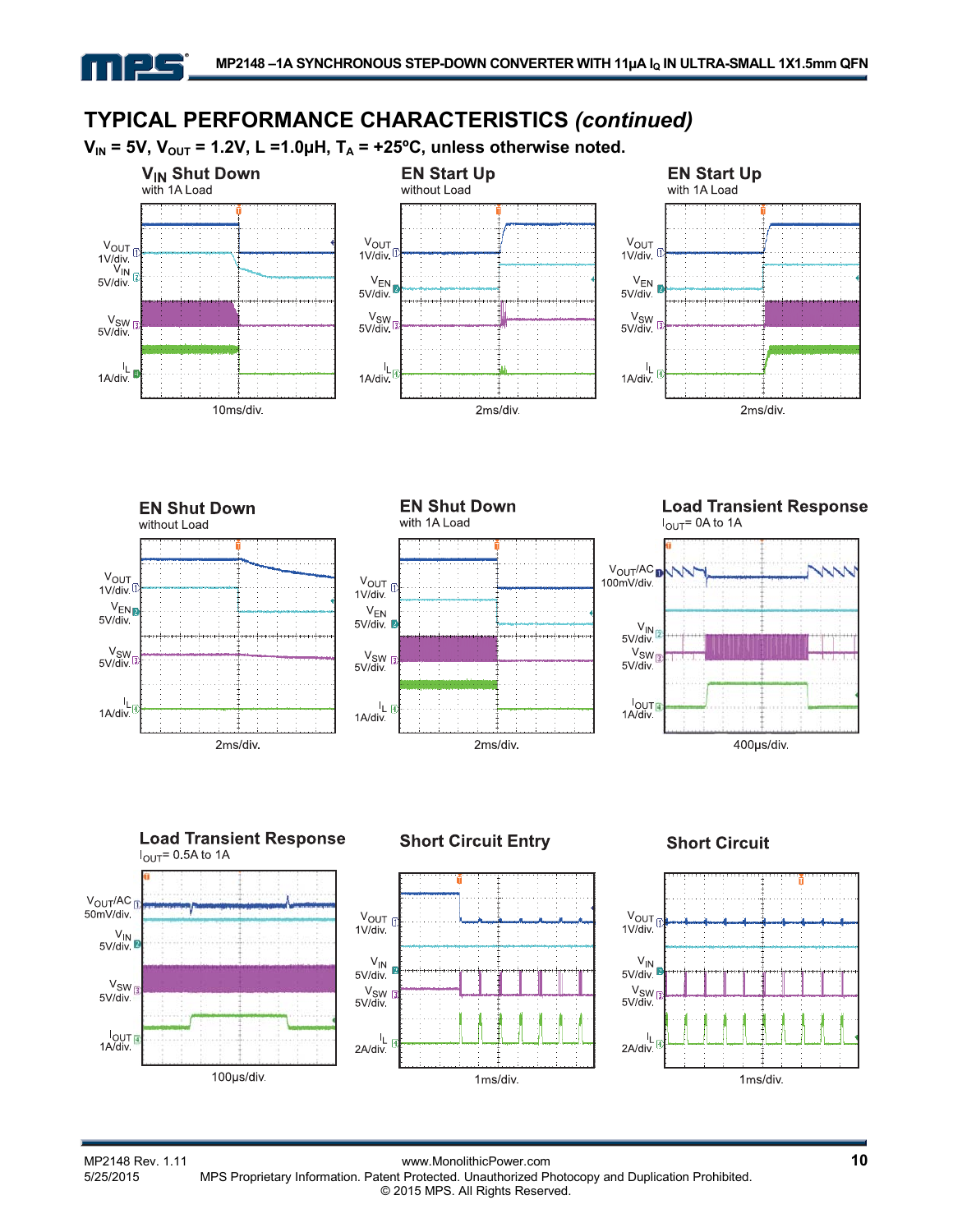## TYPICAL PERFORMANCE CHARACTERISTICS *(continued)*

**$V_{IN}$ = 5V, $V_{OUT}$ = 1.2V, L =1.0µH, $T_A$ = +25ºC, unless otherwise noted.**

**$V_{IN}$ Shut Down**
with 1A Load

$V_{OUT}$ 1V/div.
$V_{IN}$ 5V/div.
$V_{SW}$ 5V/div.
$I_L$ 1A/div.
10ms/div.

**EN Start Up**
without Load

$V_{OUT}$ 1V/div.
$V_{EN}$ 5V/div.
$V_{SW}$ 5V/div.
$I_L$ 1A/div.
2ms/div.

**EN Start Up**
with 1A Load

$V_{OUT}$ 1V/div.
$V_{EN}$ 5V/div.
$V_{SW}$ 5V/div.
$I_L$ 1A/div.
2ms/div.

**EN Shut Down**
without Load

$V_{OUT}$ 1V/div.
$V_{EN}$ 5V/div.
$V_{SW}$ 5V/div.
$I_L$ 1A/div.
2ms/div.

**EN Shut Down**
with 1A Load

$V_{OUT}$ 1V/div.
$V_{EN}$ 5V/div.
$V_{SW}$ 5V/div.
$I_L$ 1A/div.
2ms/div.

**Load Transient Response**
$I_{OUT}$= 0A to 1A

$V_{OUT}$/AC 100mV/div.
$V_{IN}$ 5V/div.
$V_{SW}$ 5V/div.
$I_{OUT}$ 1A/div.
400µs/div.

**Load Transient Response**
$I_{OUT}$= 0.5A to 1A

$V_{OUT}$/AC 50mV/div.
$V_{IN}$ 5V/div.
$V_{SW}$ 5V/div.
$I_{OUT}$ 1A/div.
100µs/div.

**Short Circuit Entry**

$V_{OUT}$ 1V/div.
$V_{IN}$ 5V/div.
$V_{SW}$ 5V/div.
$I_L$ 2A/div.
1ms/div.

**Short Circuit**

$V_{OUT}$ 1V/div.
$V_{IN}$ 5V/div.
$V_{SW}$ 5V/div.
$I_L$ 2A/div.
1ms/div.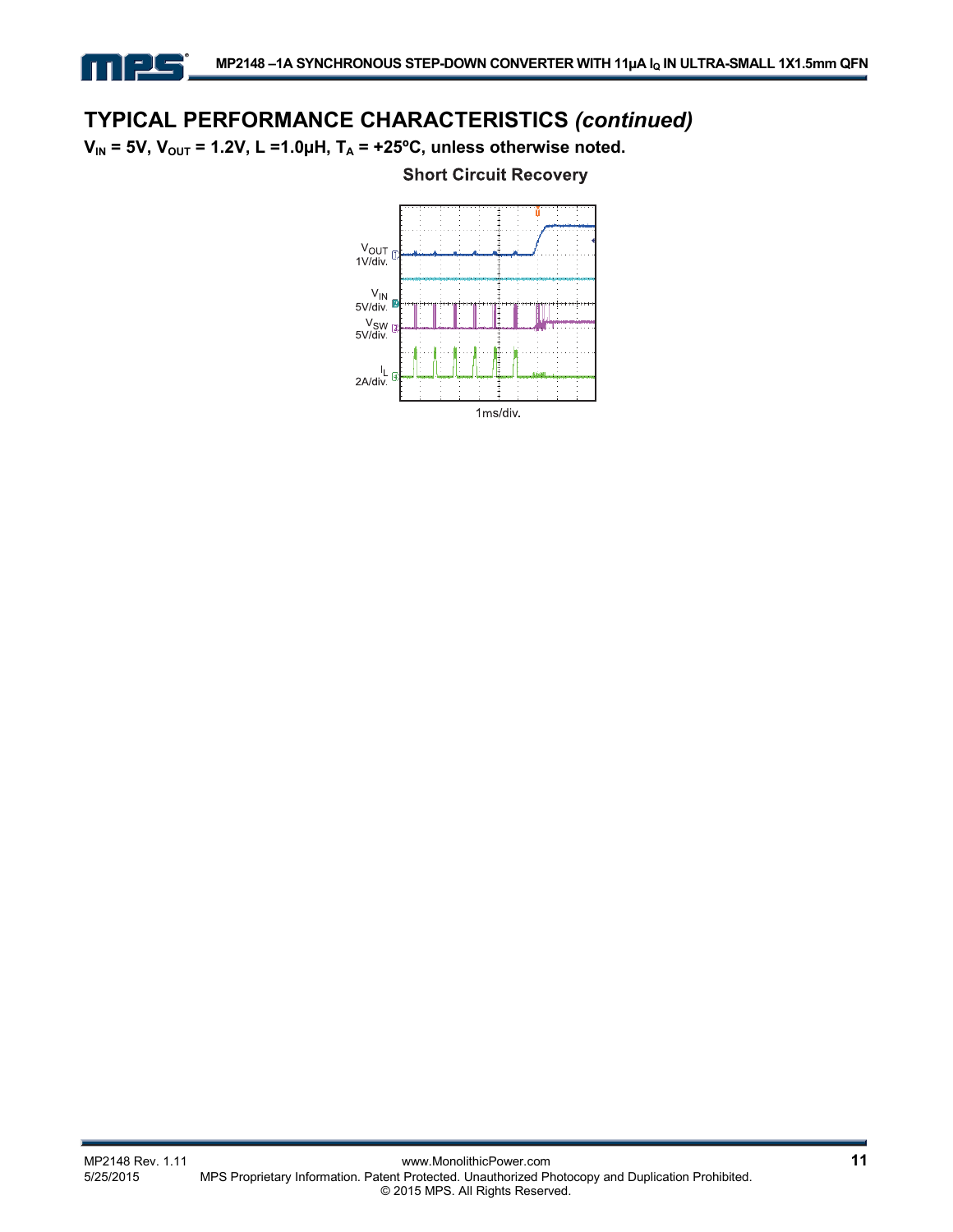## TYPICAL PERFORMANCE CHARACTERISTICS *(continued)*

**$V_{IN}$ = 5V, $V_{OUT}$ = 1.2V, L =1.0µH, $T_A$ = +25ºC, unless otherwise noted.**

**Short Circuit Recovery**

$V_{OUT}$ 1V/div.

$V_{IN}$ 5V/div.

$V_{SW}$ 5V/div.

$I_L$ 2A/div.

1ms/div.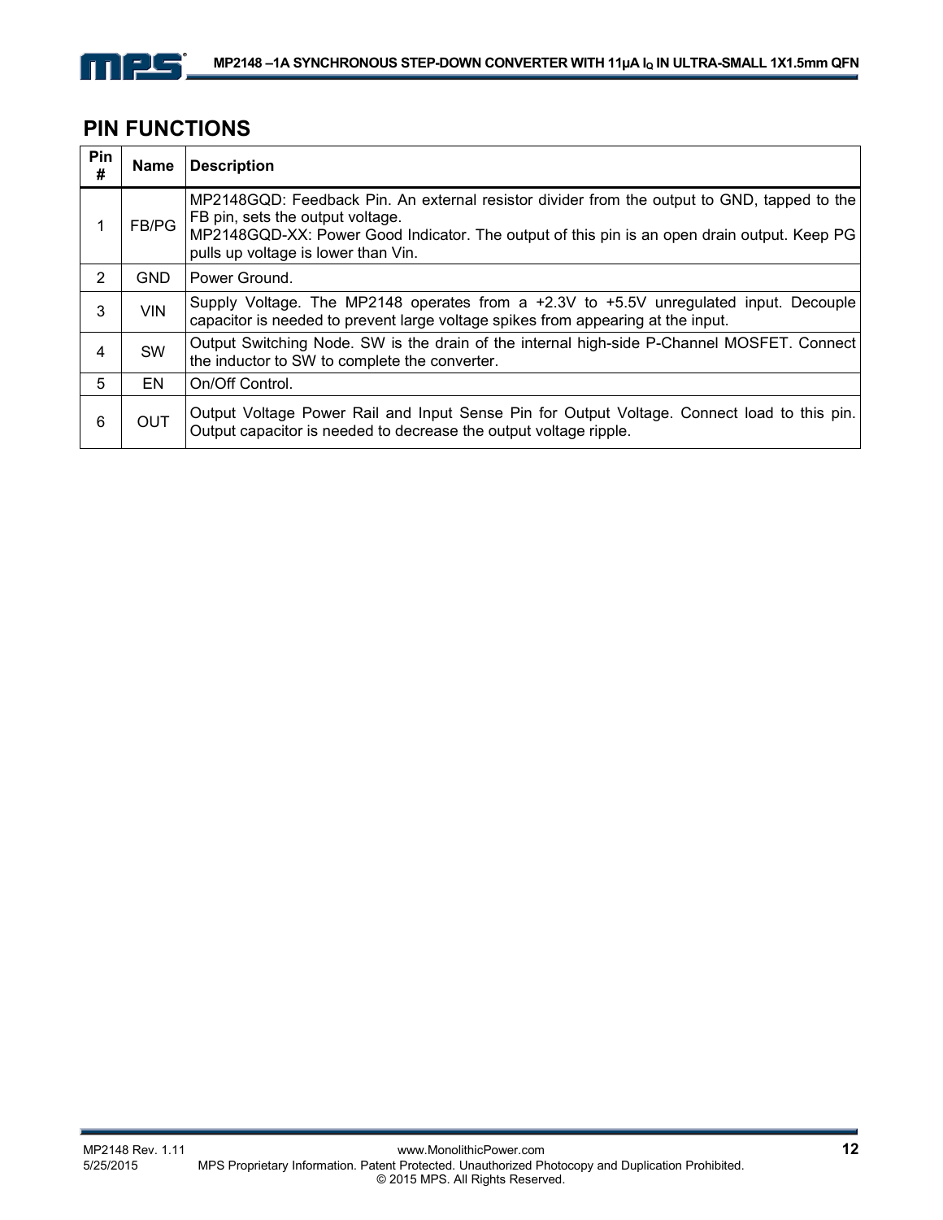## PIN FUNCTIONS

| Pin # | Name | Description |
|---|---|---|
| 1 | FB/PG | MP2148GQD: Feedback Pin. An external resistor divider from the output to GND, tapped to the FB pin, sets the output voltage.<br>MP2148GQD-XX: Power Good Indicator. The output of this pin is an open drain output. Keep PG pulls up voltage is lower than Vin. |
| 2 | GND | Power Ground. |
| 3 | VIN | Supply Voltage. The MP2148 operates from a +2.3V to +5.5V unregulated input. Decouple capacitor is needed to prevent large voltage spikes from appearing at the input. |
| 4 | SW | Output Switching Node. SW is the drain of the internal high-side P-Channel MOSFET. Connect the inductor to SW to complete the converter. |
| 5 | EN | On/Off Control. |
| 6 | OUT | Output Voltage Power Rail and Input Sense Pin for Output Voltage. Connect load to this pin. Output capacitor is needed to decrease the output voltage ripple. |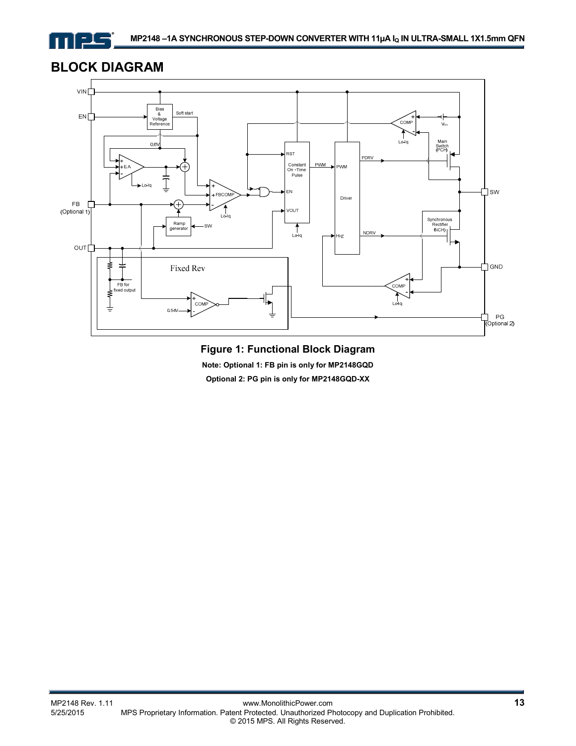## BLOCK DIAGRAM

**Figure 1: Functional Block Diagram**

**Note: Optional 1: FB pin is only for MP2148GQD**

**Optional 2: PG pin is only for MP2148GQD-XX**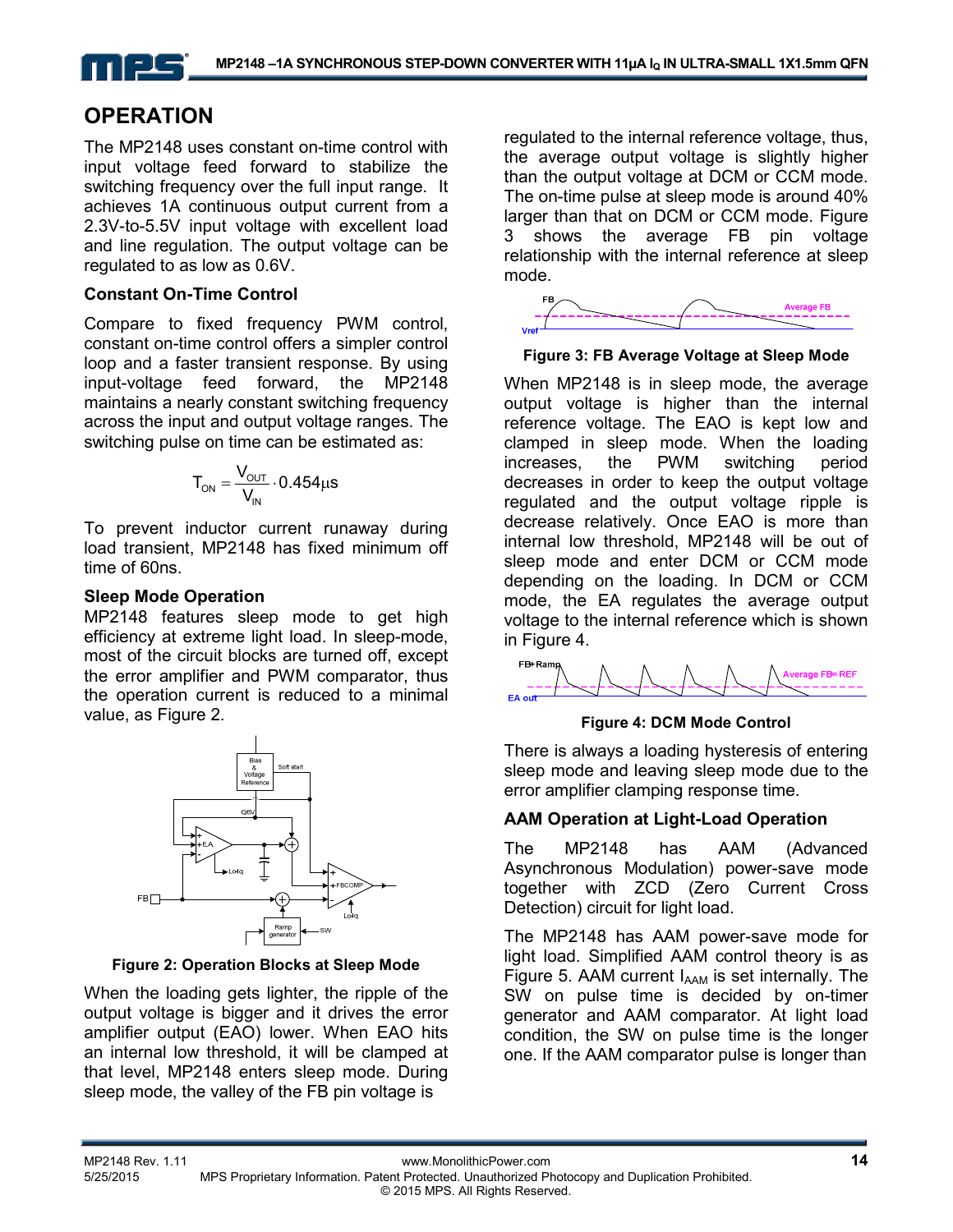# OPERATION

The MP2148 uses constant on-time control with input voltage feed forward to stabilize the switching frequency over the full input range. It achieves 1A continuous output current from a 2.3V-to-5.5V input voltage with excellent load and line regulation. The output voltage can be regulated to as low as 0.6V.

### Constant On-Time Control

Compare to fixed frequency PWM control, constant on-time control offers a simpler control loop and a faster transient response. By using input-voltage feed forward, the MP2148 maintains a nearly constant switching frequency across the input and output voltage ranges. The switching pulse on time can be estimated as:

$$T_{ON} = \frac{V_{OUT}}{V_{IN}} \cdot 0.454\mu s$$

To prevent inductor current runaway during load transient, MP2148 has fixed minimum off time of 60ns.

### Sleep Mode Operation

MP2148 features sleep mode to get high efficiency at extreme light load. In sleep-mode, most of the circuit blocks are turned off, except the error amplifier and PWM comparator, thus the operation current is reduced to a minimal value, as Figure 2.

**Figure 2: Operation Blocks at Sleep Mode**

When the loading gets lighter, the ripple of the output voltage is bigger and it drives the error amplifier output (EAO) lower. When EAO hits an internal low threshold, it will be clamped at that level, MP2148 enters sleep mode. During sleep mode, the valley of the FB pin voltage is regulated to the internal reference voltage, thus, the average output voltage is slightly higher than the output voltage at DCM or CCM mode. The on-time pulse at sleep mode is around 40% larger than that on DCM or CCM mode. Figure 3 shows the average FB pin voltage relationship with the internal reference at sleep mode.

**Figure 3: FB Average Voltage at Sleep Mode**

When MP2148 is in sleep mode, the average output voltage is higher than the internal reference voltage. The EAO is kept low and clamped in sleep mode. When the loading increases, the PWM switching period decreases in order to keep the output voltage regulated and the output voltage ripple is decrease relatively. Once EAO is more than internal low threshold, MP2148 will be out of sleep mode and enter DCM or CCM mode depending on the loading. In DCM or CCM mode, the EA regulates the average output voltage to the internal reference which is shown in Figure 4.

**Figure 4: DCM Mode Control**

There is always a loading hysteresis of entering sleep mode and leaving sleep mode due to the error amplifier clamping response time.

### AAM Operation at Light-Load Operation

The MP2148 has AAM (Advanced Asynchronous Modulation) power-save mode together with ZCD (Zero Current Cross Detection) circuit for light load.

The MP2148 has AAM power-save mode for light load. Simplified AAM control theory is as Figure 5. AAM current $I_{AAM}$ is set internally. The SW on pulse time is decided by on-timer generator and AAM comparator. At light load condition, the SW on pulse time is the longer one. If the AAM comparator pulse is longer than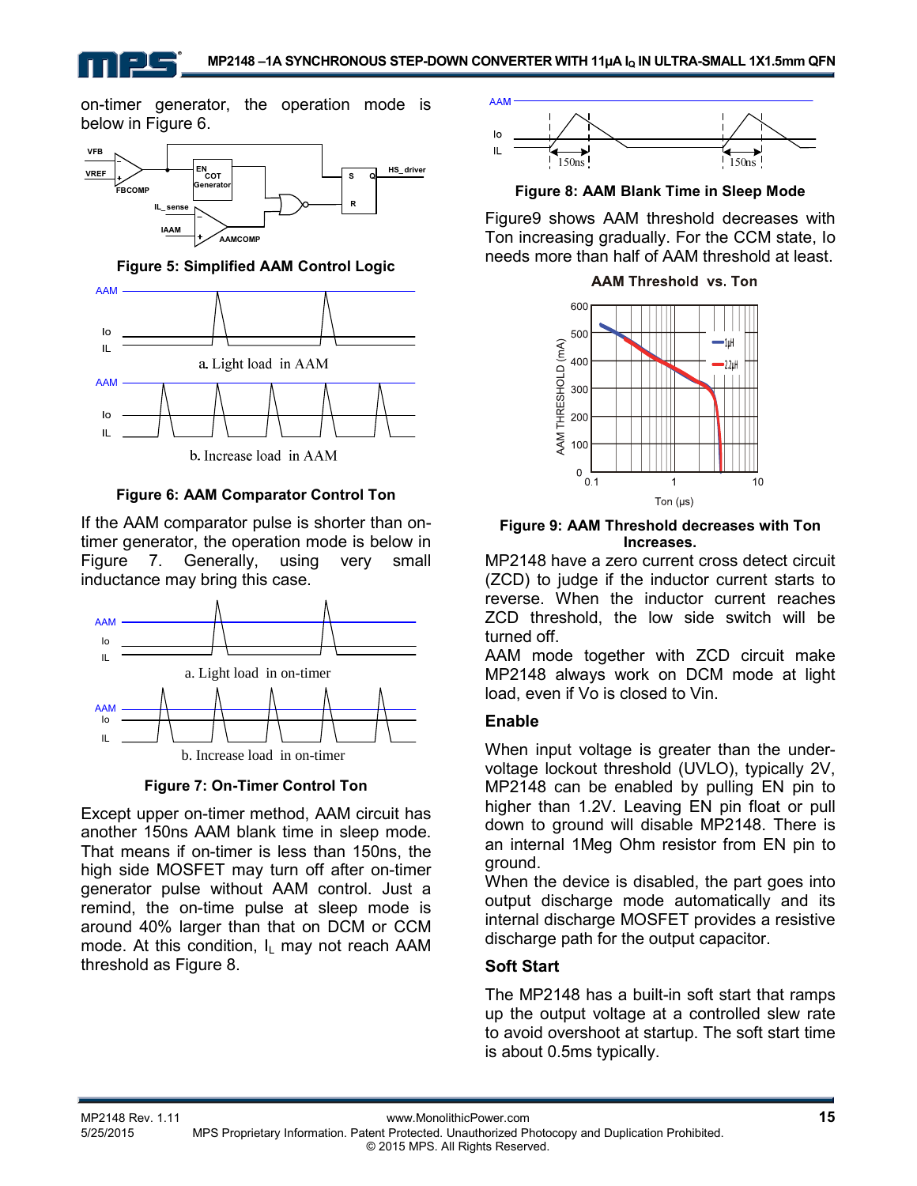on-timer generator, the operation mode is below in Figure 6.

Figure 5: Simplified AAM Control Logic

Figure 6: AAM Comparator Control Ton

If the AAM comparator pulse is shorter than on-timer generator, the operation mode is below in Figure 7. Generally, using very small inductance may bring this case.

Figure 7: On-Timer Control Ton

Except upper on-timer method, AAM circuit has another 150ns AAM blank time in sleep mode. That means if on-timer is less than 150ns, the high side MOSFET may turn off after on-timer generator pulse without AAM control. Just a remind, the on-time pulse at sleep mode is around 40% larger than that on DCM or CCM mode. At this condition, $I_L$ may not reach AAM threshold as Figure 8.

Figure 8: AAM Blank Time in Sleep Mode

Figure9 shows AAM threshold decreases with Ton increasing gradually. For the CCM state, Io needs more than half of AAM threshold at least.

Figure 9: AAM Threshold decreases with Ton Increases.

MP2148 have a zero current cross detect circuit (ZCD) to judge if the inductor current starts to reverse. When the inductor current reaches ZCD threshold, the low side switch will be turned off.

AAM mode together with ZCD circuit make MP2148 always work on DCM mode at light load, even if Vo is closed to Vin.

### Enable

When input voltage is greater than the under-voltage lockout threshold (UVLO), typically 2V, MP2148 can be enabled by pulling EN pin to higher than 1.2V. Leaving EN pin float or pull down to ground will disable MP2148. There is an internal 1Meg Ohm resistor from EN pin to ground.

When the device is disabled, the part goes into output discharge mode automatically and its internal discharge MOSFET provides a resistive discharge path for the output capacitor.

### Soft Start

The MP2148 has a built-in soft start that ramps up the output voltage at a controlled slew rate to avoid overshoot at startup. The soft start time is about 0.5ms typically.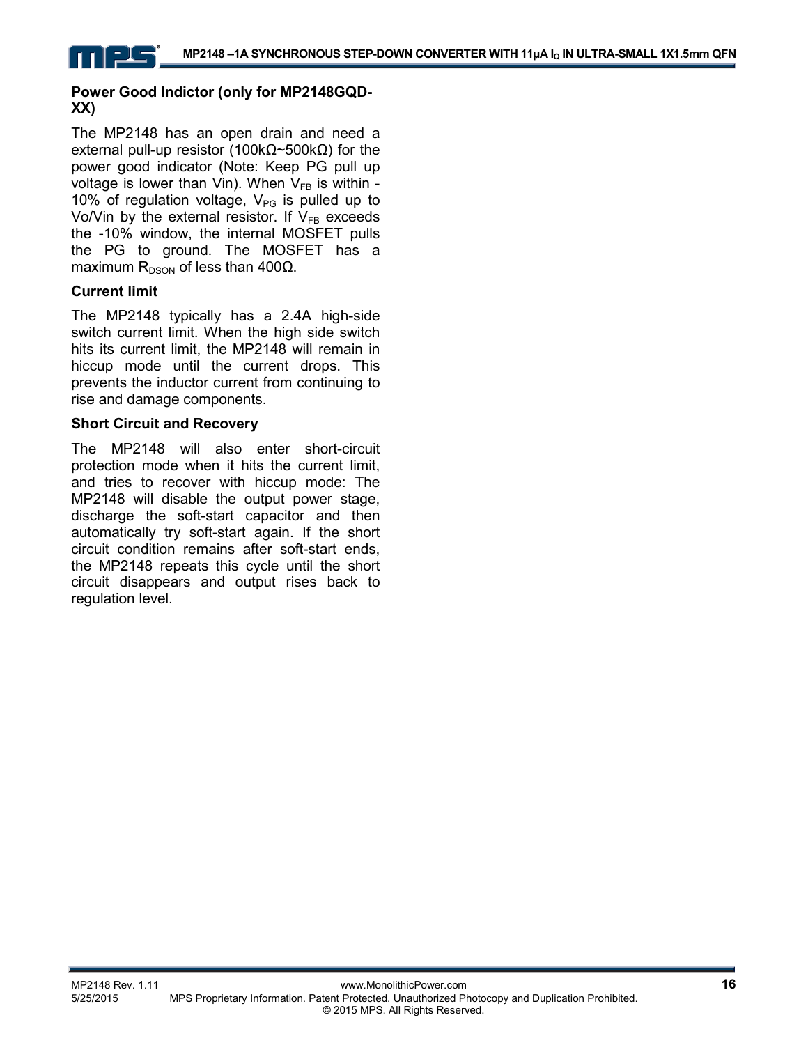### Power Good Indictor (only for MP2148GQD-XX)

The MP2148 has an open drain and need a external pull-up resistor (100kΩ~500kΩ) for the power good indicator (Note: Keep PG pull up voltage is lower than Vin). When $V_{FB}$ is within -10% of regulation voltage, $V_{PG}$ is pulled up to Vo/Vin by the external resistor. If $V_{FB}$ exceeds the -10% window, the internal MOSFET pulls the PG to ground. The MOSFET has a maximum $R_{DSON}$ of less than 400Ω.

### Current limit

The MP2148 typically has a 2.4A high-side switch current limit. When the high side switch hits its current limit, the MP2148 will remain in hiccup mode until the current drops. This prevents the inductor current from continuing to rise and damage components.

### Short Circuit and Recovery

The MP2148 will also enter short-circuit protection mode when it hits the current limit, and tries to recover with hiccup mode: The MP2148 will disable the output power stage, discharge the soft-start capacitor and then automatically try soft-start again. If the short circuit condition remains after soft-start ends, the MP2148 repeats this cycle until the short circuit disappears and output rises back to regulation level.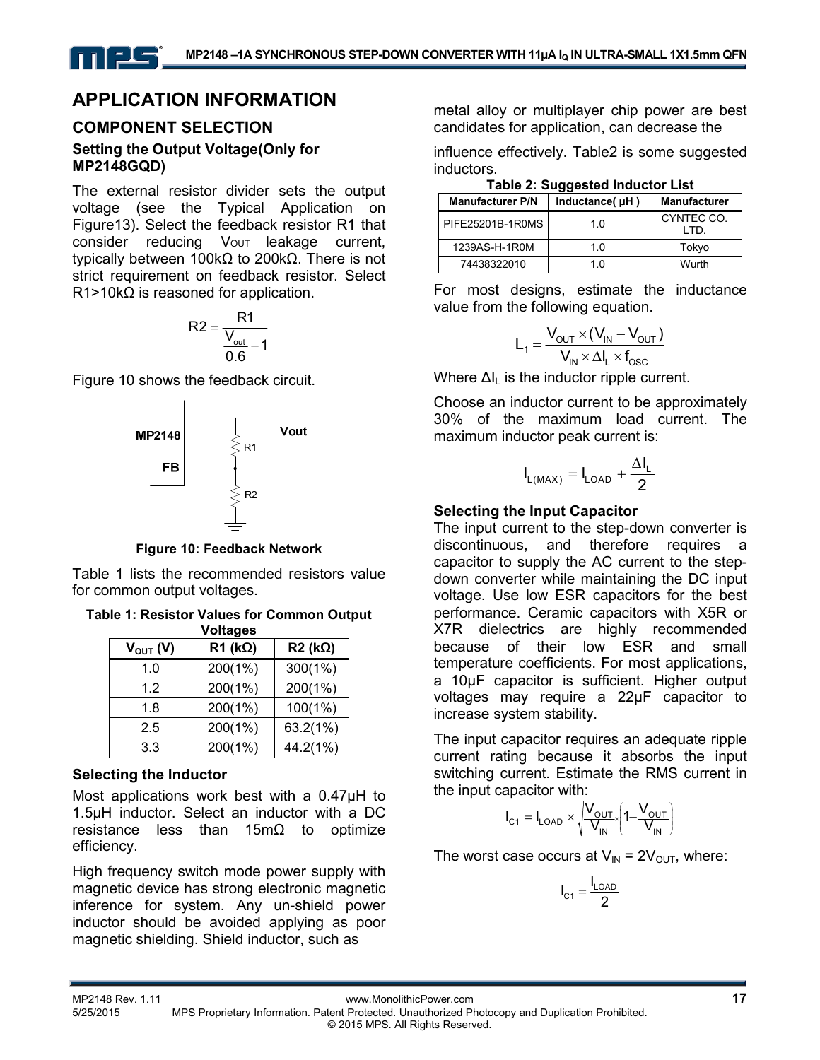## APPLICATION INFORMATION

### COMPONENT SELECTION

#### Setting the Output Voltage(Only for MP2148GQD)

The external resistor divider sets the output voltage (see the Typical Application on Figure13). Select the feedback resistor R1 that consider reducing $V_{OUT}$ leakage current, typically between 100kΩ to 200kΩ. There is not strict requirement on feedback resistor. Select R1>10kΩ is reasoned for application.

$$R2 = \frac{R1}{\frac{V_{out}}{0.6} - 1}$$

Figure 10 shows the feedback circuit.

**Figure 10: Feedback Network**

Table 1 lists the recommended resistors value for common output voltages.

**Table 1: Resistor Values for Common Output Voltages**

| $V_{OUT}$ (V) | R1 (kΩ) | R2 (kΩ) |
|---|---|---|
| 1.0 | 200(1%) | 300(1%) |
| 1.2 | 200(1%) | 200(1%) |
| 1.8 | 200(1%) | 100(1%) |
| 2.5 | 200(1%) | 63.2(1%) |
| 3.3 | 200(1%) | 44.2(1%) |

#### Selecting the Inductor

Most applications work best with a 0.47μH to 1.5μH inductor. Select an inductor with a DC resistance less than 15mΩ to optimize efficiency.

High frequency switch mode power supply with magnetic device has strong electronic magnetic inference for system. Any un-shield power inductor should be avoided applying as poor magnetic shielding. Shield inductor, such as metal alloy or multiplayer chip power are best candidates for application, can decrease the influence effectively. Table2 is some suggested inductors.

**Table 2: Suggested Inductor List**

| Manufacturer P/N | Inductance( μH ) | Manufacturer |
|---|---|---|
| PIFE25201B-1R0MS | 1.0 | CYNTEC CO. LTD. |
| 1239AS-H-1R0M | 1.0 | Tokyo |
| 74438322010 | 1.0 | Wurth |

For most designs, estimate the inductance value from the following equation.

$$L_1 = \frac{V_{OUT} \times (V_{IN} - V_{OUT})}{V_{IN} \times \Delta I_L \times f_{OSC}}$$

Where $\Delta I_L$ is the inductor ripple current.

Choose an inductor current to be approximately 30% of the maximum load current. The maximum inductor peak current is:

$$I_{L(MAX)} = I_{LOAD} + \frac{\Delta I_L}{2}$$

#### Selecting the Input Capacitor

The input current to the step-down converter is discontinuous, and therefore requires a capacitor to supply the AC current to the step-down converter while maintaining the DC input voltage. Use low ESR capacitors for the best performance. Ceramic capacitors with X5R or X7R dielectrics are highly recommended because of their low ESR and small temperature coefficients. For most applications, a 10µF capacitor is sufficient. Higher output voltages may require a 22μF capacitor to increase system stability.

The input capacitor requires an adequate ripple current rating because it absorbs the input switching current. Estimate the RMS current in the input capacitor with:

$$I_{C1} = I_{LOAD} \times \sqrt{\frac{V_{OUT}}{V_{IN}} \times \left(1 - \frac{V_{OUT}}{V_{IN}}\right)}$$

The worst case occurs at $V_{IN} = 2V_{OUT}$, where:

$$I_{C1} = \frac{I_{LOAD}}{2}$$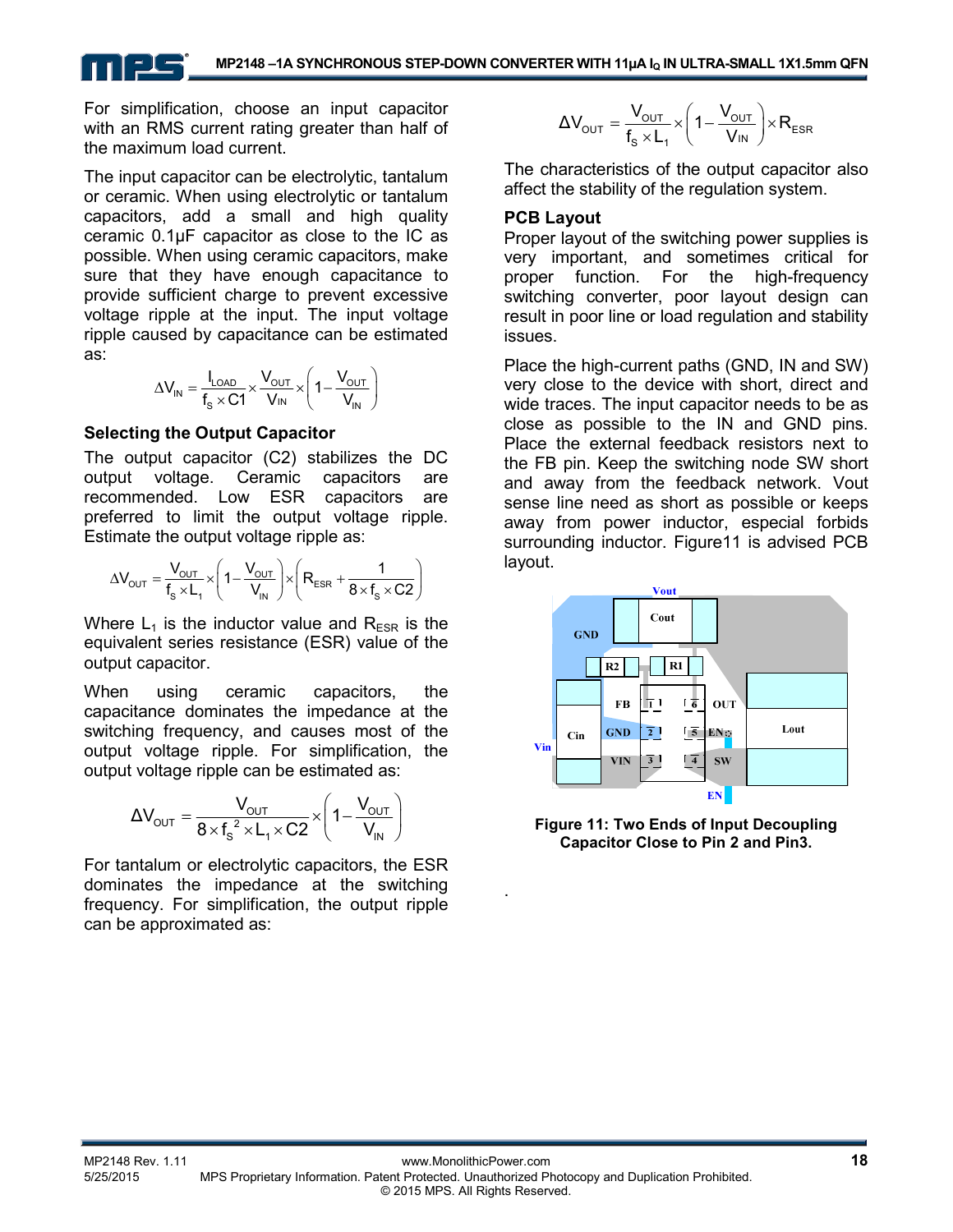For simplification, choose an input capacitor with an RMS current rating greater than half of the maximum load current.

The input capacitor can be electrolytic, tantalum or ceramic. When using electrolytic or tantalum capacitors, add a small and high quality ceramic 0.1µF capacitor as close to the IC as possible. When using ceramic capacitors, make sure that they have enough capacitance to provide sufficient charge to prevent excessive voltage ripple at the input. The input voltage ripple caused by capacitance can be estimated as:

$$\Delta V_{IN} = \frac{I_{LOAD}}{f_S \times C1} \times \frac{V_{OUT}}{V_{IN}} \times \left(1 - \frac{V_{OUT}}{V_{IN}}\right)$$

### Selecting the Output Capacitor

The output capacitor (C2) stabilizes the DC output voltage. Ceramic capacitors are recommended. Low ESR capacitors are preferred to limit the output voltage ripple. Estimate the output voltage ripple as:

$$\Delta V_{OUT} = \frac{V_{OUT}}{f_S \times L_1} \times \left(1 - \frac{V_{OUT}}{V_{IN}}\right) \times \left(R_{ESR} + \frac{1}{8 \times f_S \times C2}\right)$$

Where $L_1$ is the inductor value and $R_{ESR}$ is the equivalent series resistance (ESR) value of the output capacitor.

When using ceramic capacitors, the capacitance dominates the impedance at the switching frequency, and causes most of the output voltage ripple. For simplification, the output voltage ripple can be estimated as:

$$\Delta V_{OUT} = \frac{V_{OUT}}{8 \times f_S^{\ 2} \times L_1 \times C2} \times \left(1 - \frac{V_{OUT}}{V_{IN}}\right)$$

For tantalum or electrolytic capacitors, the ESR dominates the impedance at the switching frequency. For simplification, the output ripple can be approximated as:

$$\Delta V_{OUT} = \frac{V_{OUT}}{f_S \times L_1} \times \left(1 - \frac{V_{OUT}}{V_{IN}}\right) \times R_{ESR}$$

The characteristics of the output capacitor also affect the stability of the regulation system.

### PCB Layout

Proper layout of the switching power supplies is very important, and sometimes critical for proper function. For the high-frequency switching converter, poor layout design can result in poor line or load regulation and stability issues.

Place the high-current paths (GND, IN and SW) very close to the device with short, direct and wide traces. The input capacitor needs to be as close as possible to the IN and GND pins. Place the external feedback resistors next to the FB pin. Keep the switching node SW short and away from the feedback network. Vout sense line need as short as possible or keeps away from power inductor, especial forbids surrounding inductor. Figure11 is advised PCB layout.

**Figure 11: Two Ends of Input Decoupling Capacitor Close to Pin 2 and Pin3.**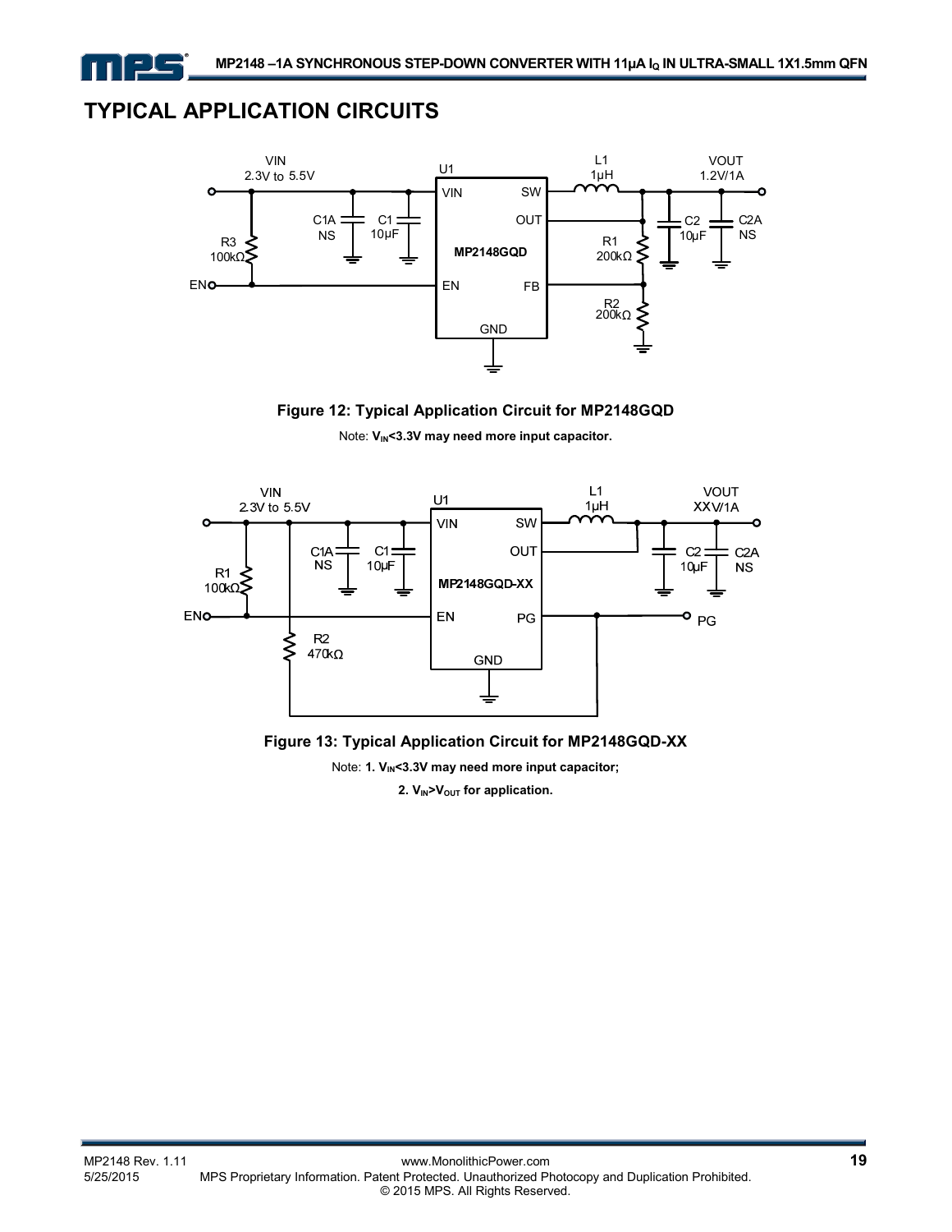# TYPICAL APPLICATION CIRCUITS

**Figure 12: Typical Application Circuit for MP2148GQD**

Note: $V_{IN}$<3.3V may need more input capacitor.

**Figure 13: Typical Application Circuit for MP2148GQD-XX**

Note: **1. $V_{IN}$<3.3V may need more input capacitor;**

**2. $V_{IN}$>$V_{OUT}$ for application.**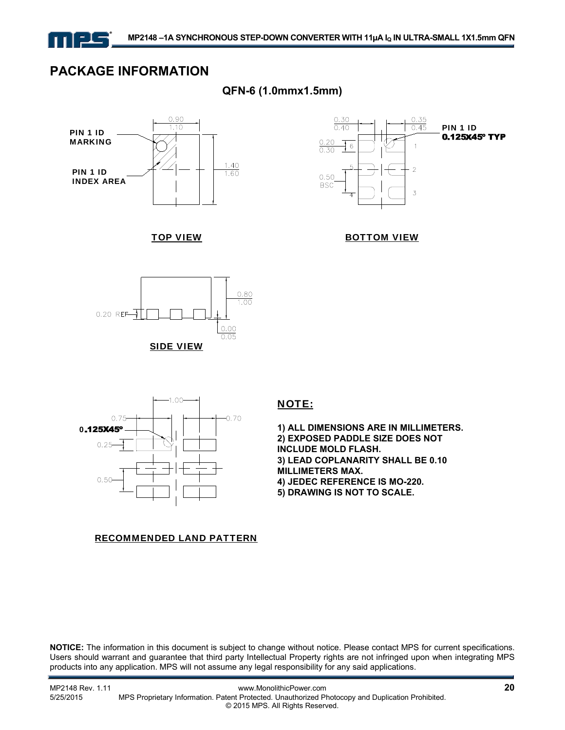## PACKAGE INFORMATION

**QFN-6 (1.0mmx1.5mm)**

PIN 1 ID MARKING

PIN 1 ID INDEX AREA

0.90
1.10

1.40
1.60

**TOP VIEW**

0.30
0.40

0.35
0.45

PIN 1 ID
0.125X45º TYP

0.20
0.30

0.50
BSC

6 1
5 2
4 3

**BOTTOM VIEW**

0.20 REF

0.80
1.00

0.00
0.05

**SIDE VIEW**

1.00

0.75

0.70

0.125X45º

0.25

0.50

**RECOMMENDED LAND PATTERN**

**NOTE:**

**1) ALL DIMENSIONS ARE IN MILLIMETERS.**
**2) EXPOSED PADDLE SIZE DOES NOT INCLUDE MOLD FLASH.**
**3) LEAD COPLANARITY SHALL BE 0.10 MILLIMETERS MAX.**
**4) JEDEC REFERENCE IS MO-220.**
**5) DRAWING IS NOT TO SCALE.**

**NOTICE:** The information in this document is subject to change without notice. Please contact MPS for current specifications. Users should warrant and guarantee that third party Intellectual Property rights are not infringed upon when integrating MPS products into any application. MPS will not assume any legal responsibility for any said applications.